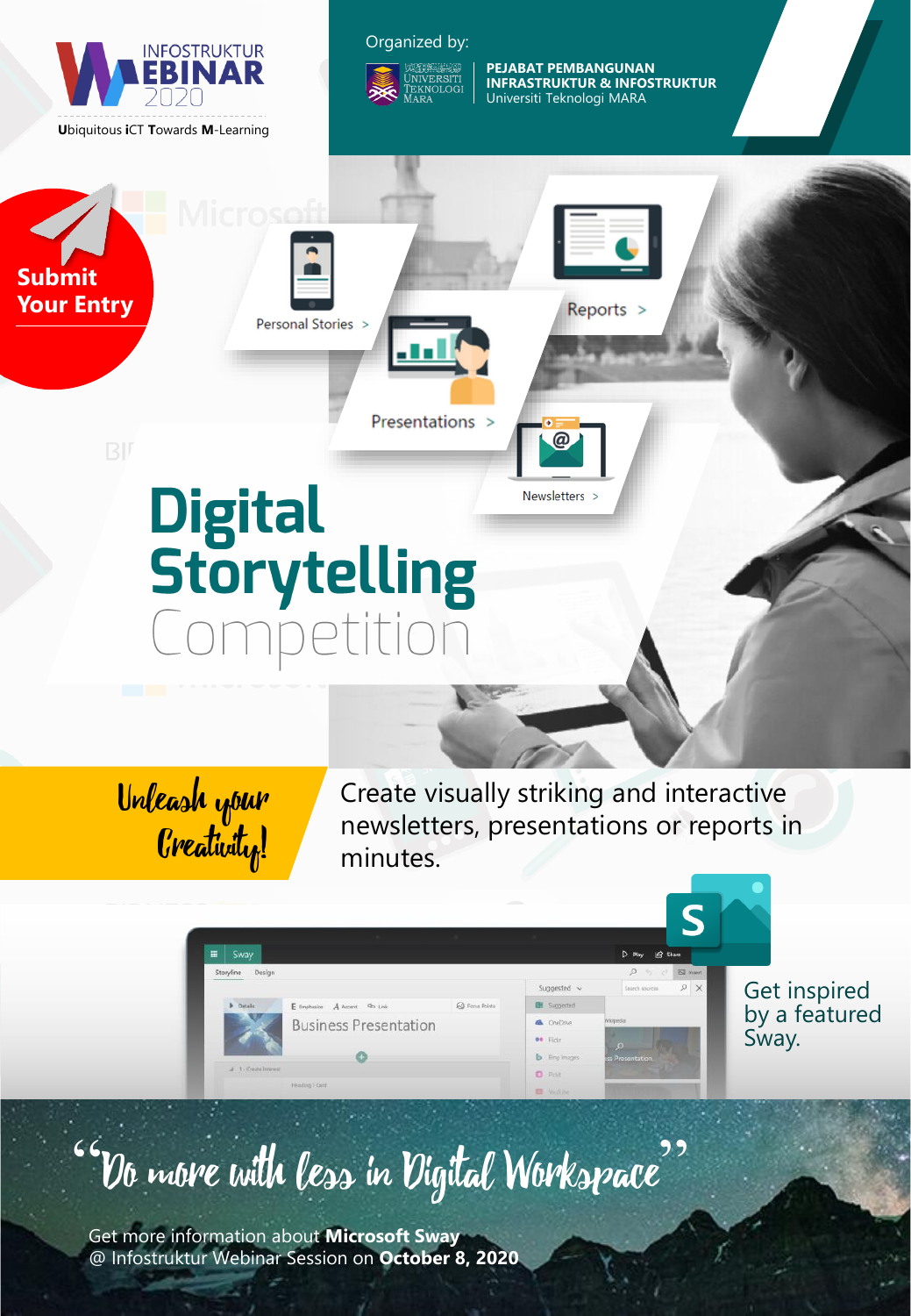INFOSTRUKTUR WEBINAR 2020

**U**biquitous **i**CT **T**owards **M**-Learning

Organized by:

Universiti Teknologi MARA

**PEJABAT PEMBANGUNAN INFRASTRUKTUR & INFOSTRUKTUR**
Universiti Teknologi MARA

**Submit Your Entry**

Personal Stories >

Reports >

Presentations >

Newsletters >

# Digital Storytelling Competition

*Unleash your Creativity!*

Create visually striking and interactive newsletters, presentations or reports in minutes.

Get inspired by a featured Sway.

*"Do more with less in Digital Workspace"*

Get more information about **Microsoft Sway**
@ Infostruktur Webinar Session on **October 8, 2020**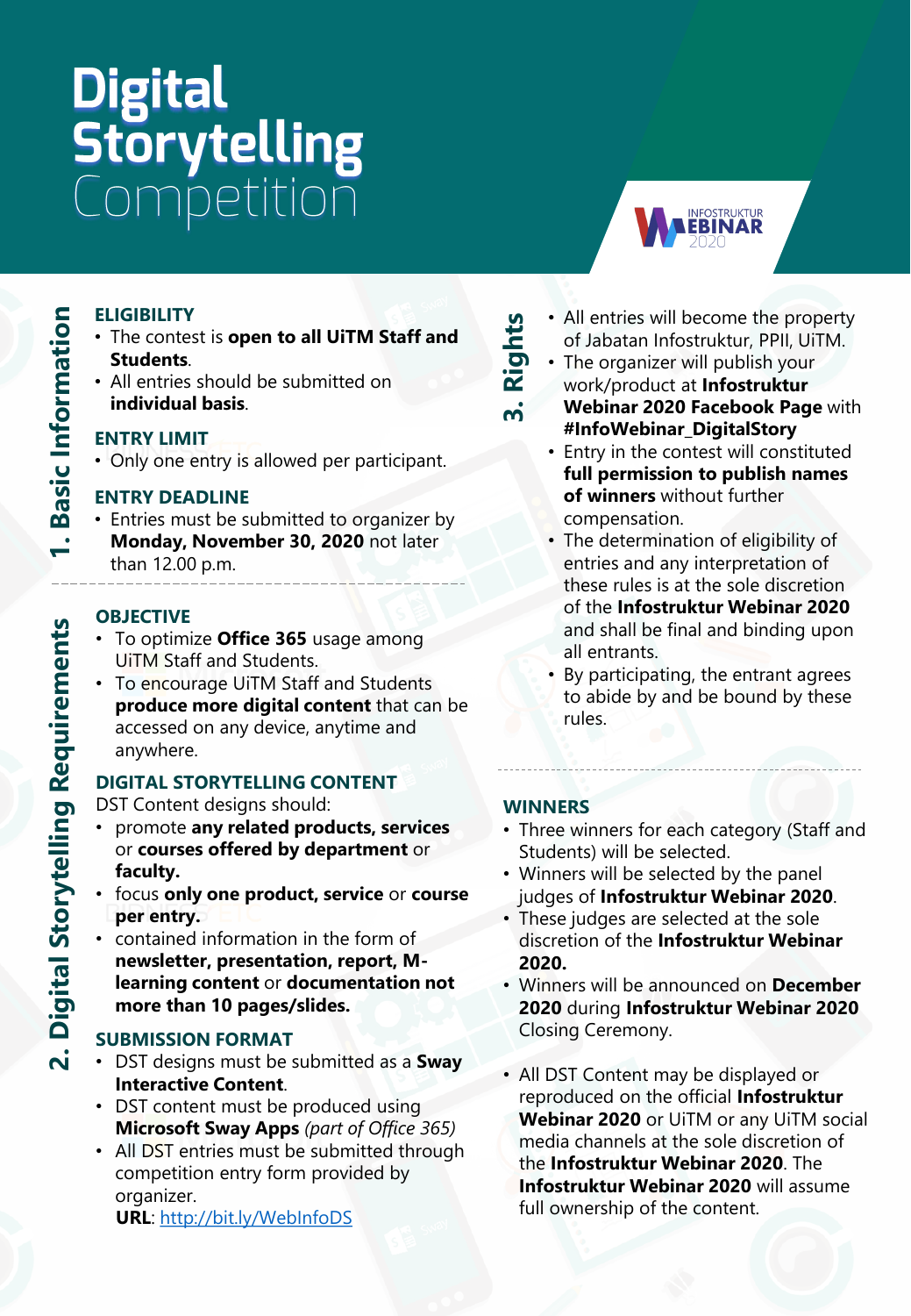# Digital Storytelling Competition

INFOSTRUKTUR WEBINAR 2020

## 1. Basic Information

### ELIGIBILITY

- The contest is **open to all UiTM Staff and Students**.
- All entries should be submitted on **individual basis**.

### ENTRY LIMIT

- Only one entry is allowed per participant.

### ENTRY DEADLINE

- Entries must be submitted to organizer by **Monday, November 30, 2020** not later than 12.00 p.m.

## 2. Digital Storytelling Requirements

### OBJECTIVE

- To optimize **Office 365** usage among UiTM Staff and Students.
- To encourage UiTM Staff and Students **produce more digital content** that can be accessed on any device, anytime and anywhere.

### DIGITAL STORYTELLING CONTENT

DST Content designs should:

- promote **any related products, services** or **courses offered by department** or **faculty.**
- focus **only one product, service** or **course per entry.**
- contained information in the form of **newsletter, presentation, report, M-learning content** or **documentation not more than 10 pages/slides.**

### SUBMISSION FORMAT

- DST designs must be submitted as a **Sway Interactive Content**.
- DST content must be produced using **Microsoft Sway Apps** *(part of Office 365)*
- All DST entries must be submitted through competition entry form provided by organizer.
  **URL**: http://bit.ly/WebInfoDS

## 3. Rights

- All entries will become the property of Jabatan Infostruktur, PPII, UiTM.
- The organizer will publish your work/product at **Infostruktur Webinar 2020 Facebook Page** with **#InfoWebinar_DigitalStory**
- Entry in the contest will constituted **full permission to publish names of winners** without further compensation.
- The determination of eligibility of entries and any interpretation of these rules is at the sole discretion of the **Infostruktur Webinar 2020** and shall be final and binding upon all entrants.
- By participating, the entrant agrees to abide by and be bound by these rules.

### WINNERS

- Three winners for each category (Staff and Students) will be selected.
- Winners will be selected by the panel judges of **Infostruktur Webinar 2020**.
- These judges are selected at the sole discretion of the **Infostruktur Webinar 2020.**
- Winners will be announced on **December 2020** during **Infostruktur Webinar 2020** Closing Ceremony.

- All DST Content may be displayed or reproduced on the official **Infostruktur Webinar 2020** or UiTM or any UiTM social media channels at the sole discretion of the **Infostruktur Webinar 2020**. The **Infostruktur Webinar 2020** will assume full ownership of the content.